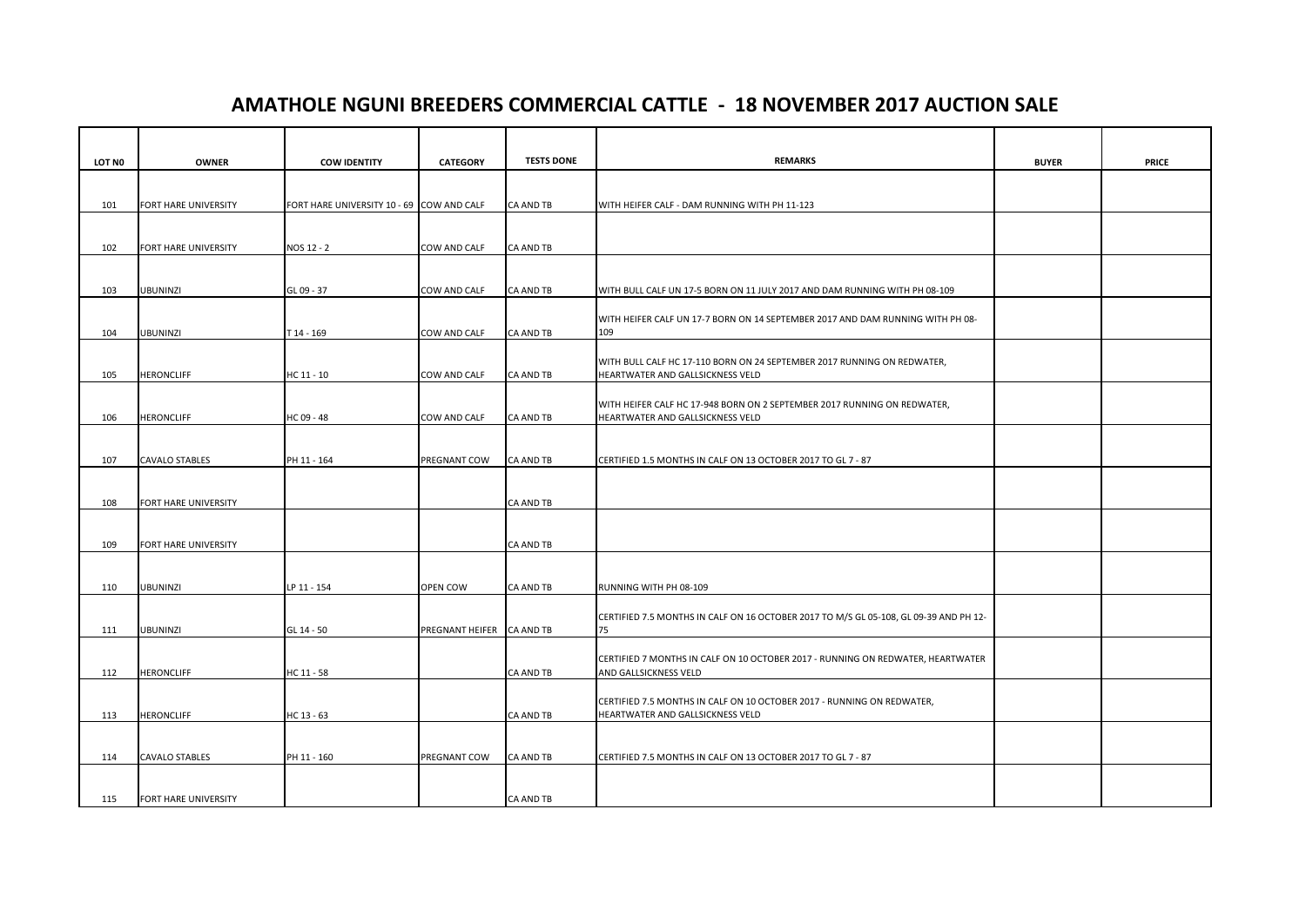# AMATHOLE NGUNI BREEDERS COMMERCIAL CATTLE - 18 NOVEMBER 2017 AUCTION SALE

| LOT N0 | OWNER | COW IDENTITY | CATEGORY | TESTS DONE | REMARKS | BUYER | PRICE |
|---|---|---|---|---|---|---|---|
| 101 | FORT HARE UNIVERSITY | FORT HARE UNIVERSITY 10 - 69 | COW AND CALF | CA AND TB | WITH HEIFER CALF - DAM RUNNING WITH PH 11-123 | | |
| 102 | FORT HARE UNIVERSITY | NOS 12 - 2 | COW AND CALF | CA AND TB | | | |
| 103 | UBUNINZI | GL 09 - 37 | COW AND CALF | CA AND TB | WITH BULL CALF UN 17-5 BORN ON 11 JULY 2017 AND DAM RUNNING WITH PH 08-109 | | |
| 104 | UBUNINZI | T 14 - 169 | COW AND CALF | CA AND TB | WITH HEIFER CALF UN 17-7 BORN ON 14 SEPTEMBER 2017 AND DAM RUNNING WITH PH 08-109 | | |
| 105 | HERONCLIFF | HC 11 - 10 | COW AND CALF | CA AND TB | WITH BULL CALF HC 17-110 BORN ON 24 SEPTEMBER 2017 RUNNING ON REDWATER, HEARTWATER AND GALLSICKNESS VELD | | |
| 106 | HERONCLIFF | HC 09 - 48 | COW AND CALF | CA AND TB | WITH HEIFER CALF HC 17-948 BORN ON 2 SEPTEMBER 2017 RUNNING ON REDWATER, HEARTWATER AND GALLSICKNESS VELD | | |
| 107 | CAVALO STABLES | PH 11 - 164 | PREGNANT COW | CA AND TB | CERTIFIED 1.5 MONTHS IN CALF ON 13 OCTOBER 2017 TO GL 7 - 87 | | |
| 108 | FORT HARE UNIVERSITY | | | CA AND TB | | | |
| 109 | FORT HARE UNIVERSITY | | | CA AND TB | | | |
| 110 | UBUNINZI | LP 11 - 154 | OPEN COW | CA AND TB | RUNNING WITH PH 08-109 | | |
| 111 | UBUNINZI | GL 14 - 50 | PREGNANT HEIFER | CA AND TB | CERTIFIED 7.5 MONTHS IN CALF ON 16 OCTOBER 2017 TO M/S GL 05-108, GL 09-39 AND PH 12-75 | | |
| 112 | HERONCLIFF | HC 11 - 58 | | CA AND TB | CERTIFIED 7 MONTHS IN CALF ON 10 OCTOBER 2017 - RUNNING ON REDWATER, HEARTWATER AND GALLSICKNESS VELD | | |
| 113 | HERONCLIFF | HC 13 - 63 | | CA AND TB | CERTIFIED 7.5 MONTHS IN CALF ON 10 OCTOBER 2017 - RUNNING ON REDWATER, HEARTWATER AND GALLSICKNESS VELD | | |
| 114 | CAVALO STABLES | PH 11 - 160 | PREGNANT COW | CA AND TB | CERTIFIED 7.5 MONTHS IN CALF ON 13 OCTOBER 2017 TO GL 7 - 87 | | |
| 115 | FORT HARE UNIVERSITY | | | CA AND TB | | | |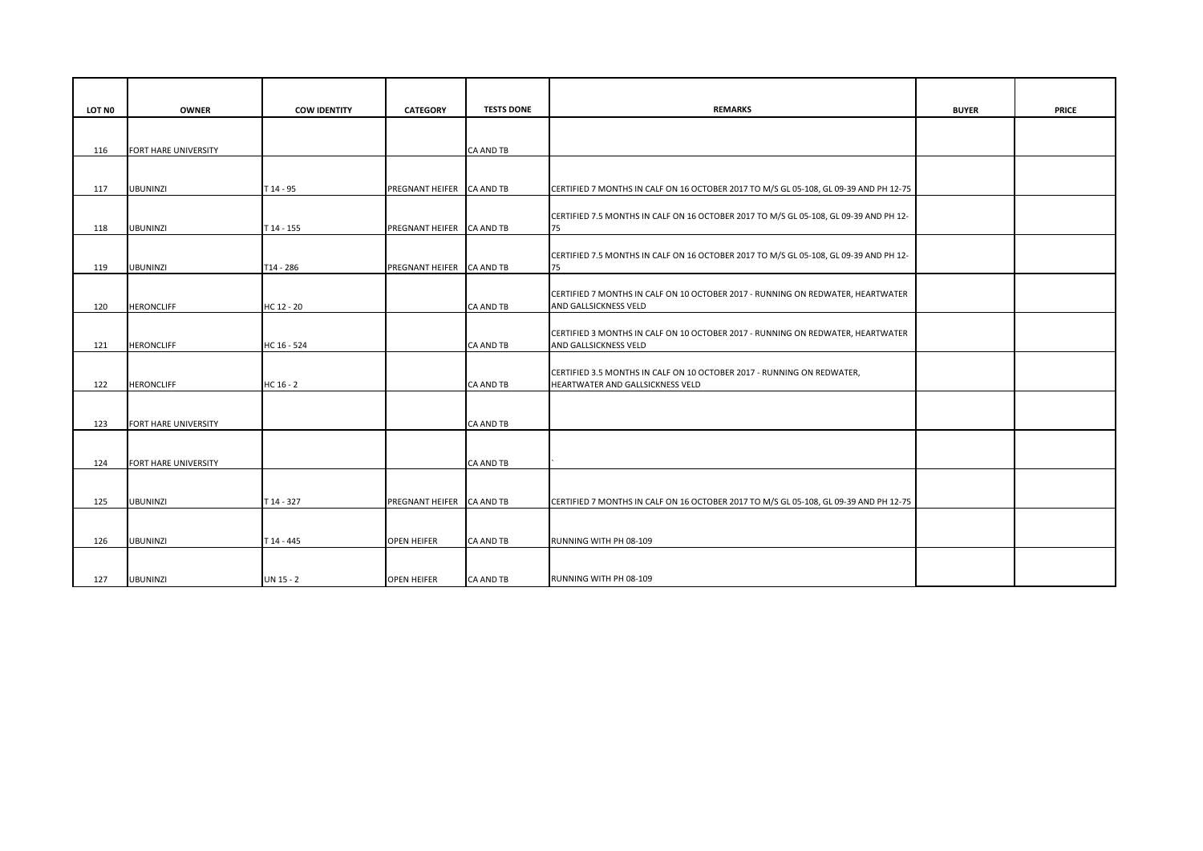| LOT N0 | OWNER | COW IDENTITY | CATEGORY | TESTS DONE | REMARKS | BUYER | PRICE |
|---|---|---|---|---|---|---|---|
| 116 | FORT HARE UNIVERSITY | | | CA AND TB | | | |
| 117 | UBUNINZI | T 14 - 95 | PREGNANT HEIFER | CA AND TB | CERTIFIED 7 MONTHS IN CALF ON 16 OCTOBER 2017 TO M/S GL 05-108, GL 09-39 AND PH 12-75 | | |
| 118 | UBUNINZI | T 14 - 155 | PREGNANT HEIFER | CA AND TB | CERTIFIED 7.5 MONTHS IN CALF ON 16 OCTOBER 2017 TO M/S GL 05-108, GL 09-39 AND PH 12-75 | | |
| 119 | UBUNINZI | T14 - 286 | PREGNANT HEIFER | CA AND TB | CERTIFIED 7.5 MONTHS IN CALF ON 16 OCTOBER 2017 TO M/S GL 05-108, GL 09-39 AND PH 12-75 | | |
| 120 | HERONCLIFF | HC 12 - 20 | | CA AND TB | CERTIFIED 7 MONTHS IN CALF ON 10 OCTOBER 2017 - RUNNING ON REDWATER, HEARTWATER AND GALLSICKNESS VELD | | |
| 121 | HERONCLIFF | HC 16 - 524 | | CA AND TB | CERTIFIED 3 MONTHS IN CALF ON 10 OCTOBER 2017 - RUNNING ON REDWATER, HEARTWATER AND GALLSICKNESS VELD | | |
| 122 | HERONCLIFF | HC 16 - 2 | | CA AND TB | CERTIFIED 3.5 MONTHS IN CALF ON 10 OCTOBER 2017 - RUNNING ON REDWATER, HEARTWATER AND GALLSICKNESS VELD | | |
| 123 | FORT HARE UNIVERSITY | | | CA AND TB | | | |
| 124 | FORT HARE UNIVERSITY | | | CA AND TB | ` | | |
| 125 | UBUNINZI | T 14 - 327 | PREGNANT HEIFER | CA AND TB | CERTIFIED 7 MONTHS IN CALF ON 16 OCTOBER 2017 TO M/S GL 05-108, GL 09-39 AND PH 12-75 | | |
| 126 | UBUNINZI | T 14 - 445 | OPEN HEIFER | CA AND TB | RUNNING WITH PH 08-109 | | |
| 127 | UBUNINZI | UN 15 - 2 | OPEN HEIFER | CA AND TB | RUNNING WITH PH 08-109 | | |